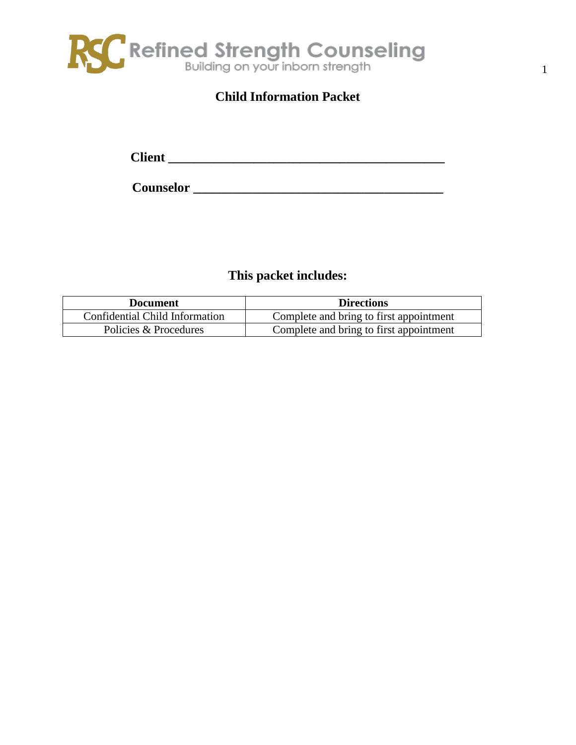RSC Refined Strength Counseling
Building on your inborn strength

# Child Information Packet

**Client** ___________________________________________

**Counselor** ______________________________________

## This packet includes:

| Document | Directions |
|---|---|
| Confidential Child Information | Complete and bring to first appointment |
| Policies & Procedures | Complete and bring to first appointment |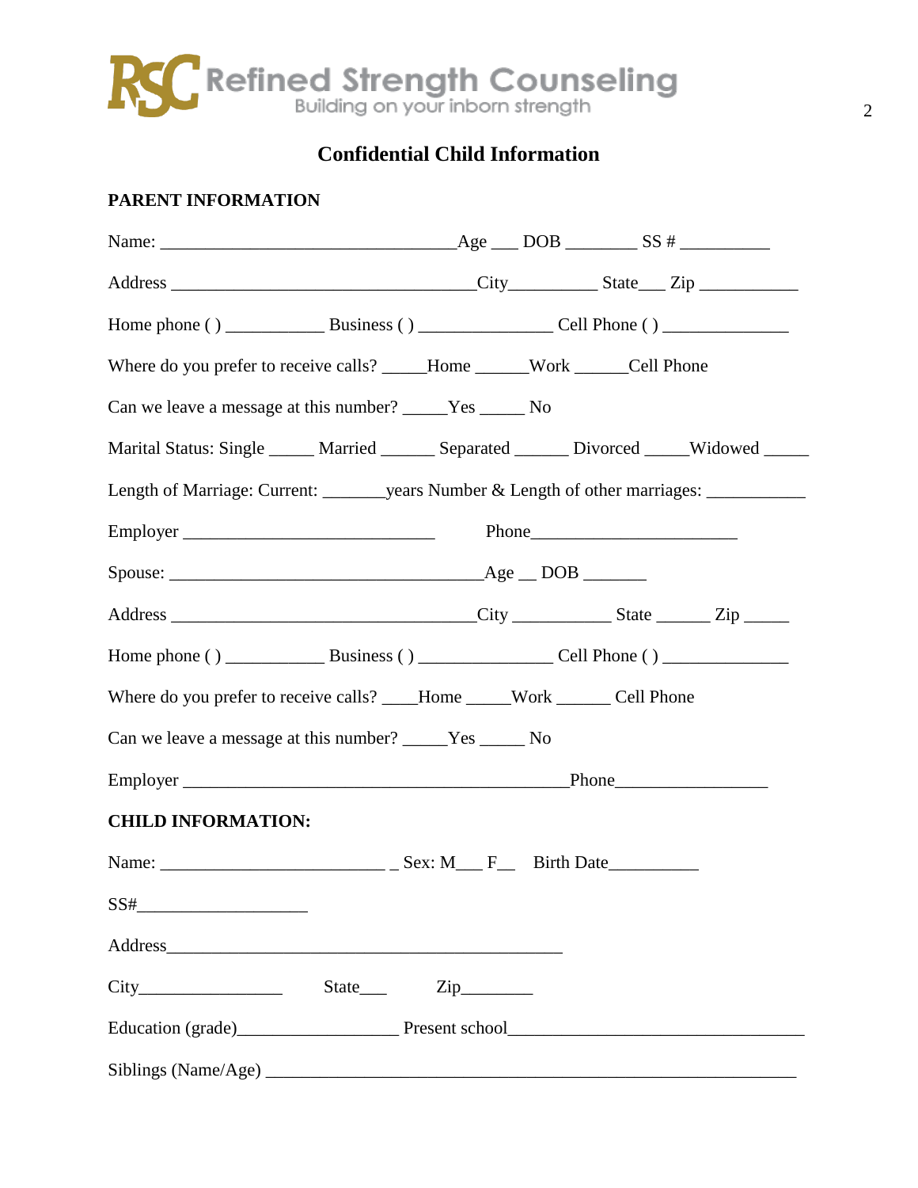Refined Strength Counseling
Building on your inborn strength

## Confidential Child Information

**PARENT INFORMATION**

Name: ________________________________Age ___ DOB ________ SS # __________

Address __________________________________City__________ State___ Zip ___________

Home phone ( ) ___________ Business ( ) _______________ Cell Phone ( ) ______________

Where do you prefer to receive calls? _____Home ______Work ______Cell Phone

Can we leave a message at this number? _____Yes _____ No

Marital Status: Single _____ Married ______ Separated ______ Divorced _____Widowed _____

Length of Marriage: Current: _______years Number & Length of other marriages: ___________

Employer ____________________________ Phone______________________

Spouse: ___________________________________Age __ DOB _______

Address __________________________________City ___________ State ______ Zip _____

Home phone ( ) ___________ Business ( ) _______________ Cell Phone ( ) ______________

Where do you prefer to receive calls? ____Home _____Work ______ Cell Phone

Can we leave a message at this number? _____Yes _____ No

Employer ____________________________________________Phone_________________

**CHILD INFORMATION:**

Name: _________________________ _ Sex: M___ F__ Birth Date__________

SS#___________________

Address______________________________________________

City________________ State___ Zip________

Education (grade)_________________ Present school_________________________________

Siblings (Name/Age) ____________________________________________________________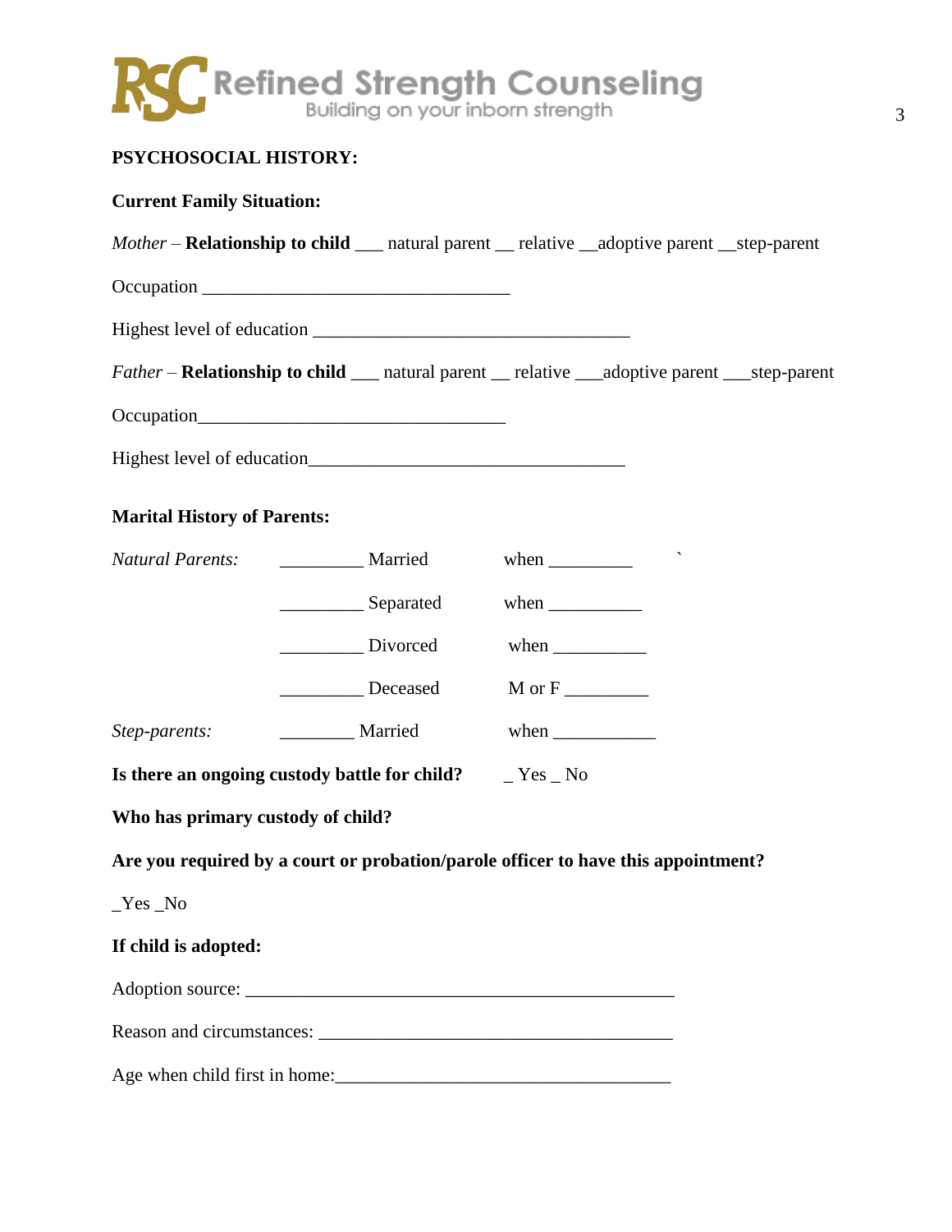**PSYCHOSOCIAL HISTORY:**

**Current Family Situation:**

*Mother* – **Relationship to child** ___ natural parent __ relative __adoptive parent __step-parent

Occupation _________________________________

Highest level of education __________________________________

*Father* – **Relationship to child** ___ natural parent __ relative ___adoptive parent ___step-parent

Occupation_________________________________

Highest level of education__________________________________

**Marital History of Parents:**

| | | |
|---|---|---|
| *Natural Parents:* | _________ Married | when _________ |
| | _________ Separated | when __________ |
| | _________ Divorced | when __________ |
| | _________ Deceased | M or F _________ |
| *Step-parents:* | ________ Married | when ___________ |

**Is there an ongoing custody battle for child?** _ Yes _ No

**Who has primary custody of child?**

**Are you required by a court or probation/parole officer to have this appointment?**

_Yes _No

**If child is adopted:**

Adoption source: ______________________________________________

Reason and circumstances: _______________________________________

Age when child first in home:____________________________________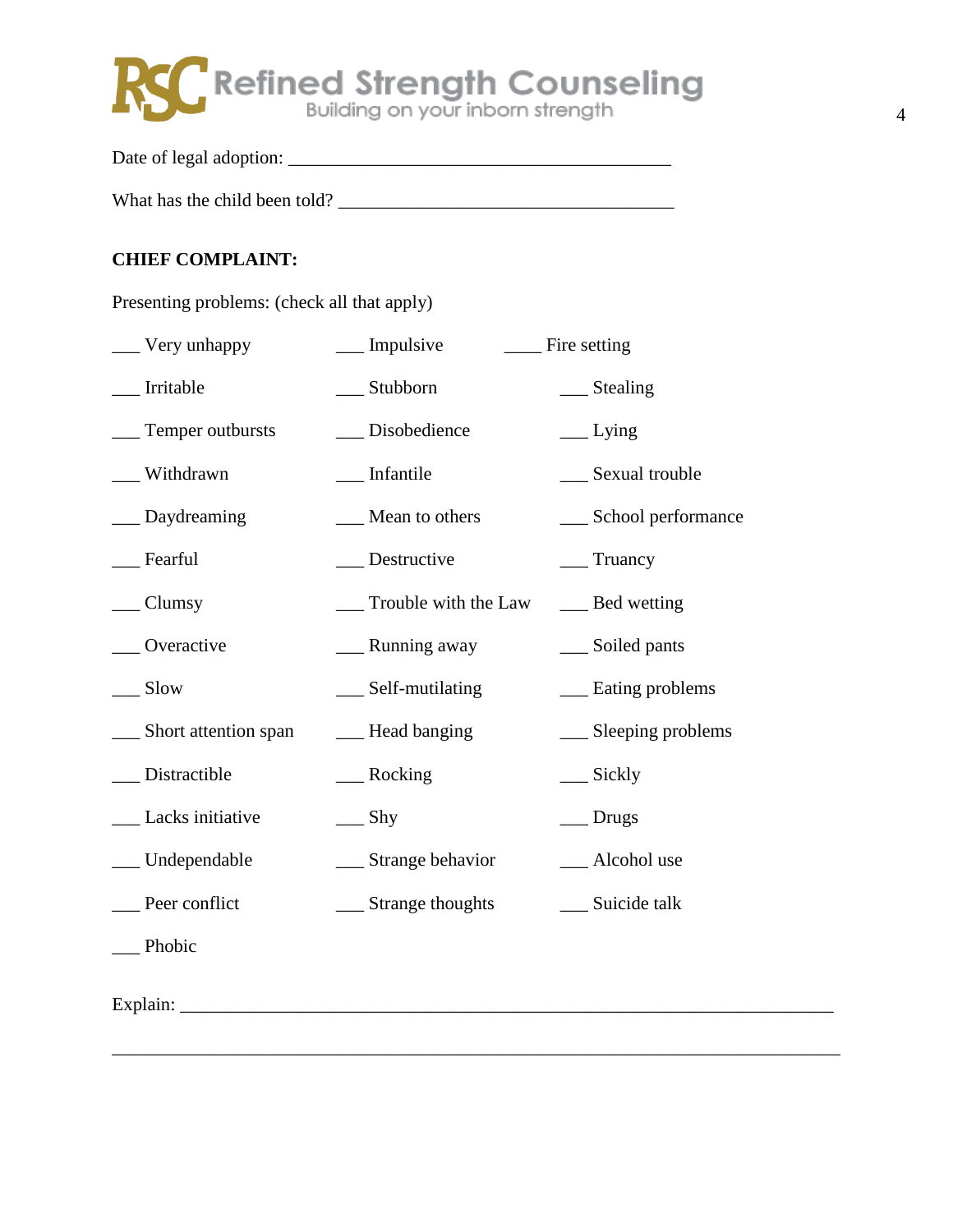Date of legal adoption: ________________________________________

What has the child been told? ___________________________________

**CHIEF COMPLAINT:**

Presenting problems: (check all that apply)

| | | |
|---|---|---|
| ___ Very unhappy | ___ Impulsive | ____ Fire setting |
| ___ Irritable | ___ Stubborn | ___ Stealing |
| ___ Temper outbursts | ___ Disobedience | ___ Lying |
| ___ Withdrawn | ___ Infantile | ___ Sexual trouble |
| ___ Daydreaming | ___ Mean to others | ___ School performance |
| ___ Fearful | ___ Destructive | ___ Truancy |
| ___ Clumsy | ___ Trouble with the Law | ___ Bed wetting |
| ___ Overactive | ___ Running away | ___ Soiled pants |
| ___ Slow | ___ Self-mutilating | ___ Eating problems |
| ___ Short attention span | ___ Head banging | ___ Sleeping problems |
| ___ Distractible | ___ Rocking | ___ Sickly |
| ___ Lacks initiative | ___ Shy | ___ Drugs |
| ___ Undependable | ___ Strange behavior | ___ Alcohol use |
| ___ Peer conflict | ___ Strange thoughts | ___ Suicide talk |
| ___ Phobic | | |

Explain: ________________________________________________________________

_________________________________________________________________________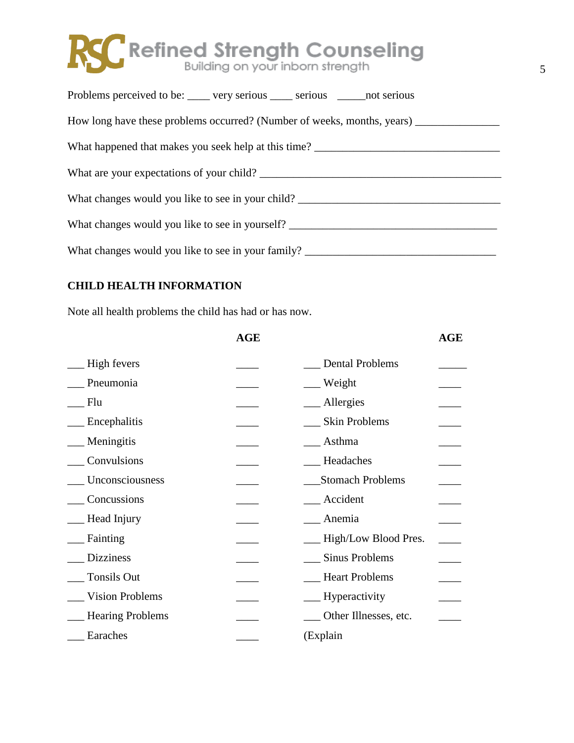Problems perceived to be: ____ very serious ____ serious _____not serious

How long have these problems occurred? (Number of weeks, months, years) _______________

What happened that makes you seek help at this time? _________________________________

What are your expectations of your child? _____________________________________________

What changes would you like to see in your child? _____________________________________

What changes would you like to see in yourself? ______________________________________

What changes would you like to see in your family? __________________________________

**CHILD HEALTH INFORMATION**

Note all health problems the child has had or has now.

| | AGE | | AGE |
|---|---|---|---|
| ___ High fevers | ____ | ___ Dental Problems | _____ |
| ___ Pneumonia | ____ | ___ Weight | ____ |
| ___ Flu | ____ | ___ Allergies | ____ |
| ___ Encephalitis | ____ | ___ Skin Problems | ____ |
| ___ Meningitis | ____ | ___ Asthma | ____ |
| ___ Convulsions | ____ | ___ Headaches | ____ |
| ___ Unconsciousness | ____ | ___Stomach Problems | ____ |
| ___ Concussions | ____ | ___ Accident | ____ |
| ___ Head Injury | ____ | ___ Anemia | ____ |
| ___ Fainting | ____ | ___ High/Low Blood Pres. | ____ |
| ___ Dizziness | ____ | ___ Sinus Problems | ____ |
| ___ Tonsils Out | ____ | ___ Heart Problems | ____ |
| ___ Vision Problems | ____ | ___ Hyperactivity | ____ |
| ___ Hearing Problems | ____ | ___ Other Illnesses, etc. | ____ |
| ___ Earaches | ____ | (Explain | |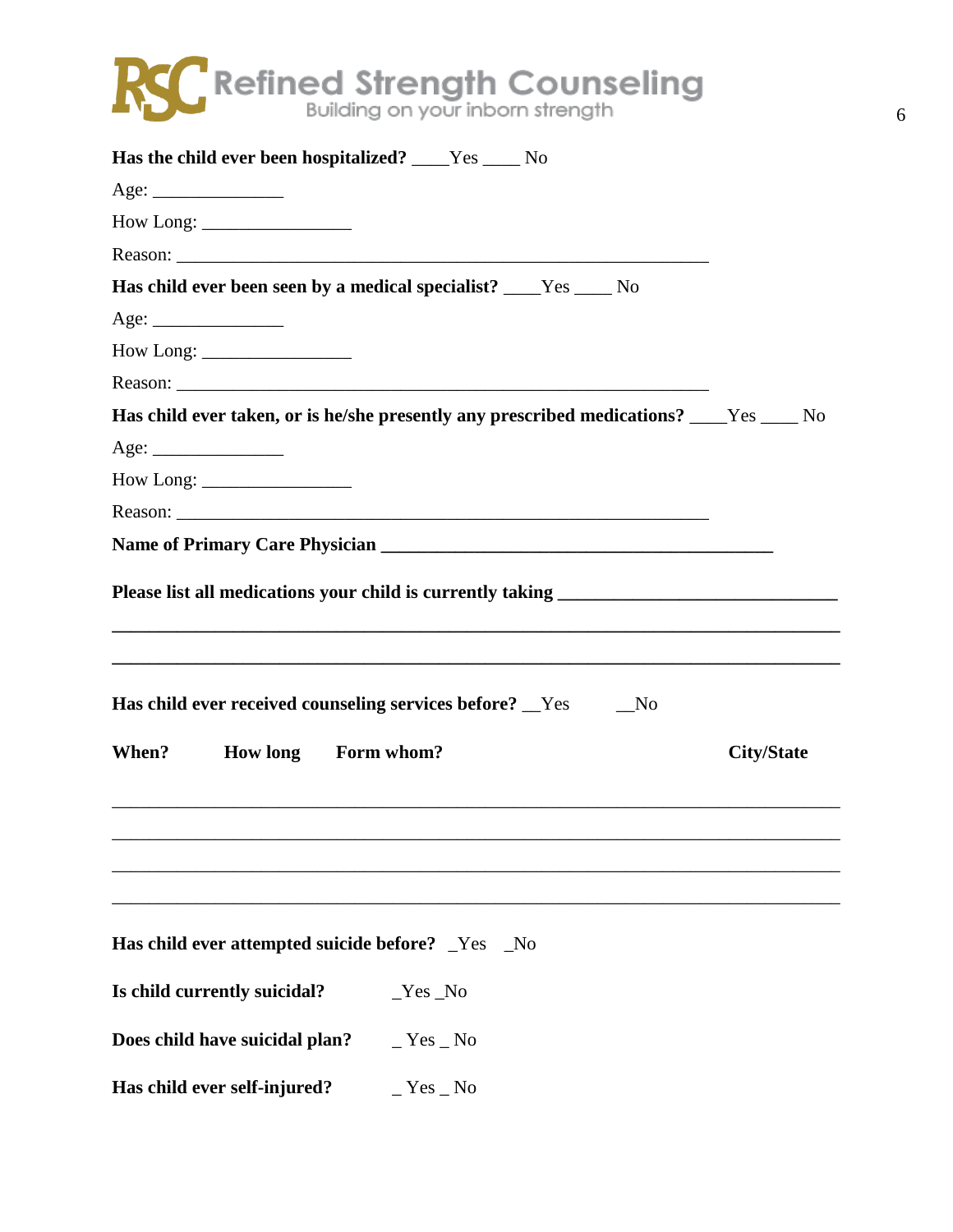**Has the child ever been hospitalized?** ____Yes ____ No

Age: ______________

How Long: ________________

Reason: _________________________________________________________

**Has child ever been seen by a medical specialist?** ____Yes ____ No

Age: ______________

How Long: ________________

Reason: _________________________________________________________

**Has child ever taken, or is he/she presently any prescribed medications?** ____Yes ____ No

Age: ______________

How Long: ________________

Reason: _________________________________________________________

**Name of Primary Care Physician** __________________________________________

**Please list all medications your child is currently taking** _____________________________

_______________________________________________________________________________

_______________________________________________________________________________

**Has child ever received counseling services before?** __Yes __No

**When? How long Form whom? City/State**

_______________________________________________________________________________

_______________________________________________________________________________

_______________________________________________________________________________

_______________________________________________________________________________

**Has child ever attempted suicide before?** _Yes _No

**Is child currently suicidal?** _Yes _No

**Does child have suicidal plan?** _ Yes _ No

**Has child ever self-injured?** _ Yes _ No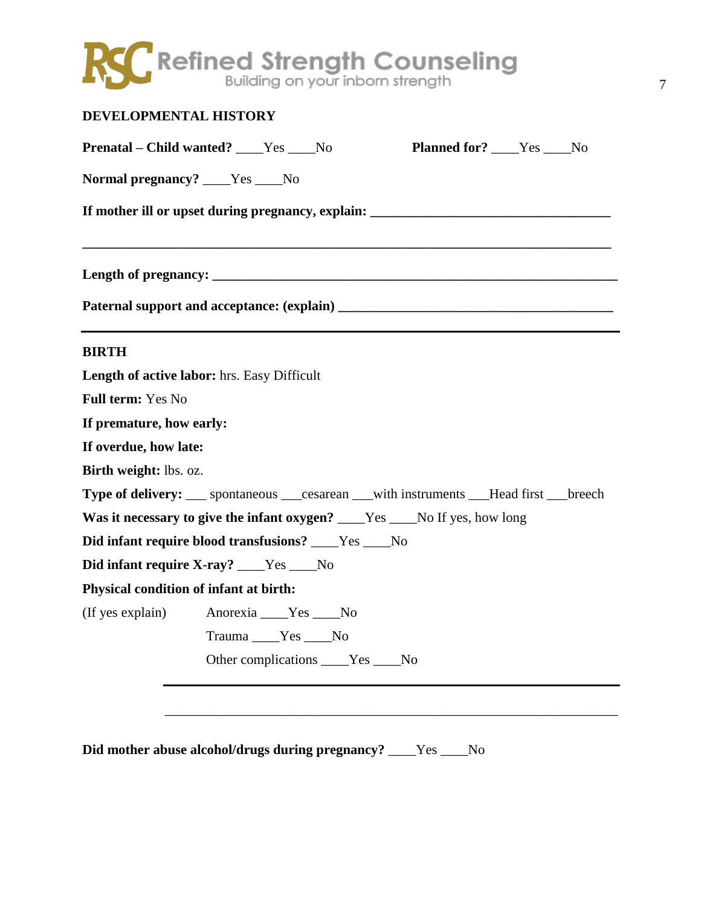**DEVELOPMENTAL HISTORY**

**Prenatal – Child wanted?** ____Yes ____No **Planned for?** ____Yes ____No

**Normal pregnancy?** ____Yes ____No

**If mother ill or upset during pregnancy, explain:** ___________________________________

_____________________________________________________________________________

**Length of pregnancy:** ____________________________________________________________

**Paternal support and acceptance: (explain)** ________________________________________

---

**BIRTH**

**Length of active labor:** hrs. Easy Difficult

**Full term:** Yes No

**If premature, how early:**

**If overdue, how late:**

**Birth weight:** lbs. oz.

**Type of delivery:** ___ spontaneous ___cesarean ___with instruments ___Head first ___breech

**Was it necessary to give the infant oxygen?** ____Yes ____No If yes, how long

**Did infant require blood transfusions?** ____Yes ____No

**Did infant require X-ray?** ____Yes ____No

**Physical condition of infant at birth:**

(If yes explain) Anorexia ____Yes ____No

Trauma ____Yes ____No

Other complications ____Yes ____No

_____________________________________________________________________

_____________________________________________________________________

**Did mother abuse alcohol/drugs during pregnancy?** ____Yes ____No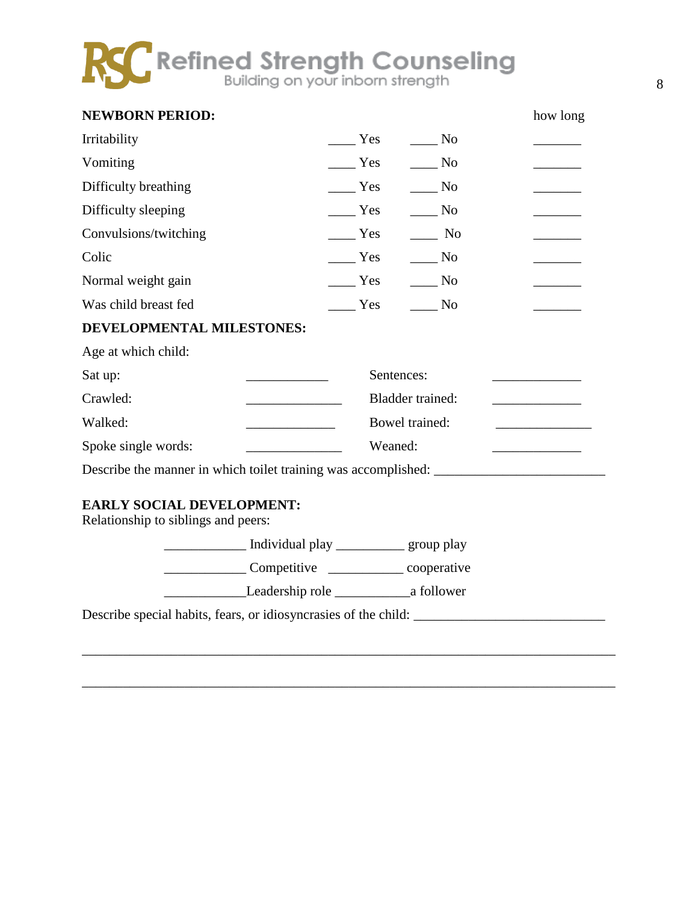**NEWBORN PERIOD:**

| | | | how long |
|---|---|---|---|
| Irritability | ____ Yes | ____ No | _______ |
| Vomiting | ____ Yes | ____ No | _______ |
| Difficulty breathing | ____ Yes | ____ No | _______ |
| Difficulty sleeping | ____ Yes | ____ No | _______ |
| Convulsions/twitching | ____ Yes | ____ No | _______ |
| Colic | ____ Yes | ____ No | _______ |
| Normal weight gain | ____ Yes | ____ No | _______ |
| Was child breast fed | ____ Yes | ____ No | _______ |

**DEVELOPMENTAL MILESTONES:**

Age at which child:

| | | | |
|---|---|---|---|
| Sat up: | ____________ | Sentences: | _____________ |
| Crawled: | ______________ | Bladder trained: | _____________ |
| Walked: | _____________ | Bowel trained: | ______________ |
| Spoke single words: | ______________ | Weaned: | _____________ |

Describe the manner in which toilet training was accomplished: _________________________

**EARLY SOCIAL DEVELOPMENT:**
Relationship to siblings and peers:

____________ Individual play __________ group play

____________ Competitive ___________ cooperative

____________Leadership role ___________a follower

Describe special habits, fears, or idiosyncrasies of the child: ____________________________

_______________________________________________________________________________

_______________________________________________________________________________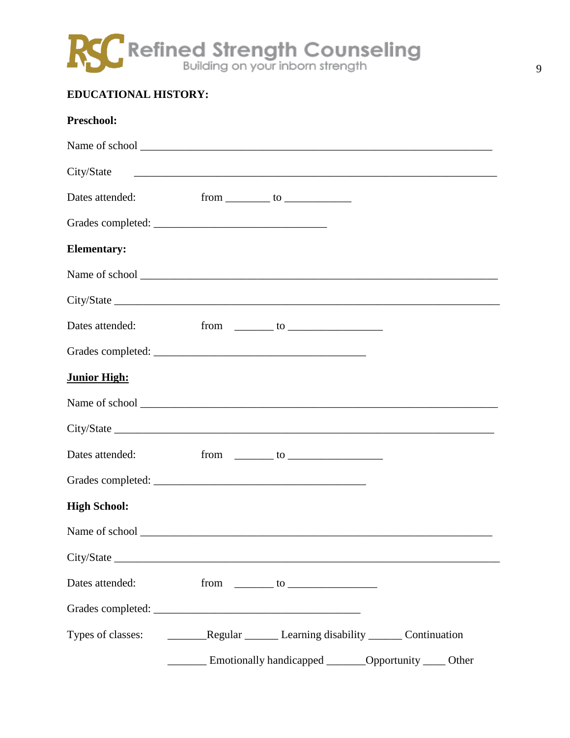**Refined Strength Counseling**
Building on your inborn strength

## EDUCATIONAL HISTORY:

**Preschool:**

Name of school ___________________________________________________________

City/State ___________________________________________________________

Dates attended: from ________ to ___________

Grades completed: _______________________________

**Elementary:**

Name of school ___________________________________________________________

City/State ___________________________________________________________

Dates attended: from _______ to _________________

Grades completed: ______________________________________

**<u>Junior High:</u>**

Name of school ___________________________________________________________

City/State ___________________________________________________________

Dates attended: from _______ to _________________

Grades completed: ______________________________________

**High School:**

Name of school ___________________________________________________________

City/State ___________________________________________________________

Dates attended: from _______ to ________________

Grades completed: _____________________________________

Types of classes: _______Regular ______ Learning disability ______ Continuation

_______ Emotionally handicapped _______Opportunity ____ Other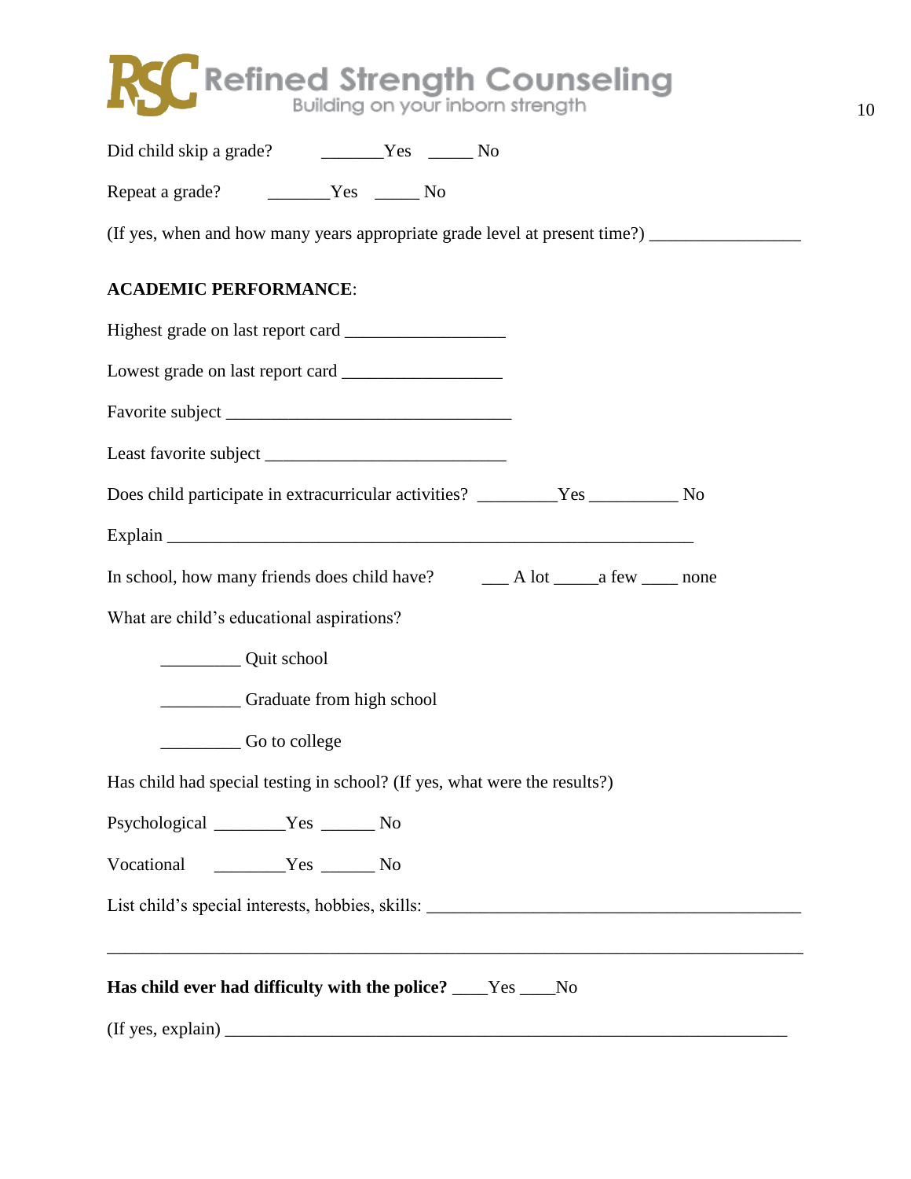Did child skip a grade? _______Yes _____ No

Repeat a grade? _______Yes _____ No

(If yes, when and how many years appropriate grade level at present time?) _________________

**ACADEMIC PERFORMANCE**:

Highest grade on last report card __________________

Lowest grade on last report card __________________

Favorite subject ________________________________

Least favorite subject ___________________________

Does child participate in extracurricular activities? _________Yes __________ No

Explain ____________________________________________________________

In school, how many friends does child have? ___ A lot _____a few ____ none

What are child's educational aspirations?

_________ Quit school

_________ Graduate from high school

_________ Go to college

Has child had special testing in school? (If yes, what were the results?)

Psychological ________Yes ______ No

Vocational ________Yes ______ No

List child's special interests, hobbies, skills: __________________________________________

_______________________________________________________________________________

**Has child ever had difficulty with the police?** ____Yes ____No

(If yes, explain) _________________________________________________________________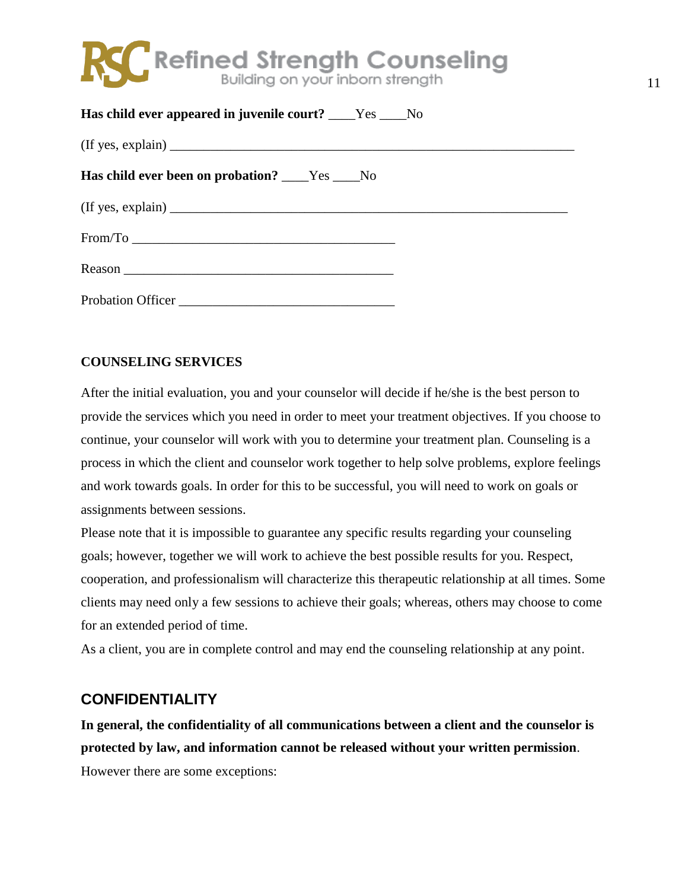**Has child ever appeared in juvenile court?** ____Yes ____No

(If yes, explain) ____________________________________________________________

**Has child ever been on probation?** ____Yes ____No

(If yes, explain) ____________________________________________________________

From/To ________________________________________

Reason _________________________________________

Probation Officer _________________________________

**COUNSELING SERVICES**

After the initial evaluation, you and your counselor will decide if he/she is the best person to provide the services which you need in order to meet your treatment objectives. If you choose to continue, your counselor will work with you to determine your treatment plan. Counseling is a process in which the client and counselor work together to help solve problems, explore feelings and work towards goals. In order for this to be successful, you will need to work on goals or assignments between sessions.

Please note that it is impossible to guarantee any specific results regarding your counseling goals; however, together we will work to achieve the best possible results for you. Respect, cooperation, and professionalism will characterize this therapeutic relationship at all times. Some clients may need only a few sessions to achieve their goals; whereas, others may choose to come for an extended period of time.

As a client, you are in complete control and may end the counseling relationship at any point.

## CONFIDENTIALITY

**In general, the confidentiality of all communications between a client and the counselor is protected by law, and information cannot be released without your written permission**. However there are some exceptions: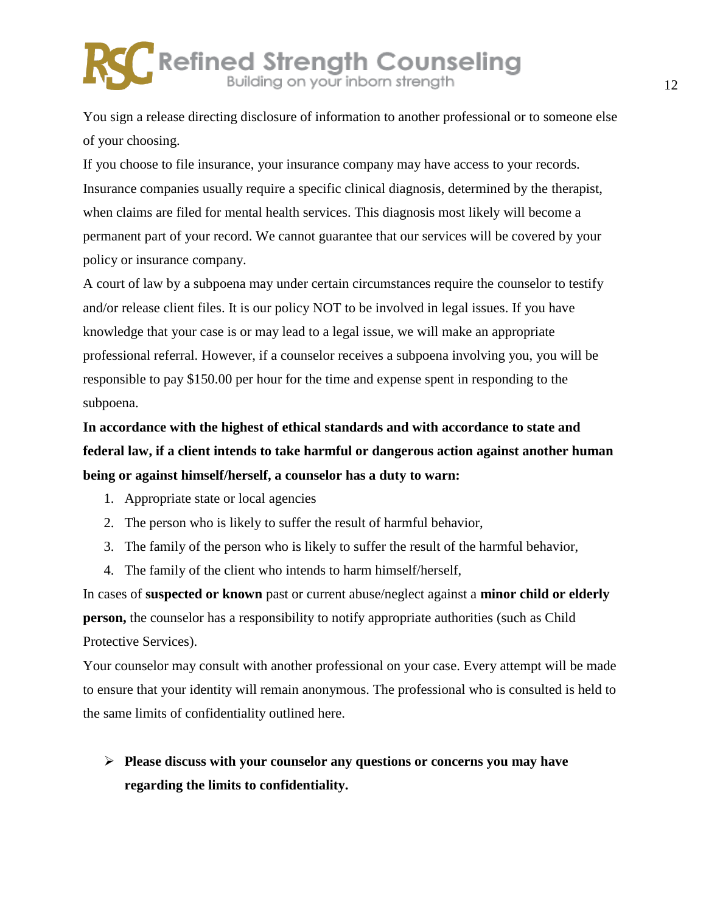You sign a release directing disclosure of information to another professional or to someone else of your choosing.

If you choose to file insurance, your insurance company may have access to your records. Insurance companies usually require a specific clinical diagnosis, determined by the therapist, when claims are filed for mental health services. This diagnosis most likely will become a permanent part of your record. We cannot guarantee that our services will be covered by your policy or insurance company.

A court of law by a subpoena may under certain circumstances require the counselor to testify and/or release client files. It is our policy NOT to be involved in legal issues. If you have knowledge that your case is or may lead to a legal issue, we will make an appropriate professional referral. However, if a counselor receives a subpoena involving you, you will be responsible to pay $150.00 per hour for the time and expense spent in responding to the subpoena.

**In accordance with the highest of ethical standards and with accordance to state and federal law, if a client intends to take harmful or dangerous action against another human being or against himself/herself, a counselor has a duty to warn:**

1. Appropriate state or local agencies
2. The person who is likely to suffer the result of harmful behavior,
3. The family of the person who is likely to suffer the result of the harmful behavior,
4. The family of the client who intends to harm himself/herself,

In cases of **suspected or known** past or current abuse/neglect against a **minor child or elderly person,** the counselor has a responsibility to notify appropriate authorities (such as Child Protective Services).

Your counselor may consult with another professional on your case. Every attempt will be made to ensure that your identity will remain anonymous. The professional who is consulted is held to the same limits of confidentiality outlined here.

- **Please discuss with your counselor any questions or concerns you may have regarding the limits to confidentiality.**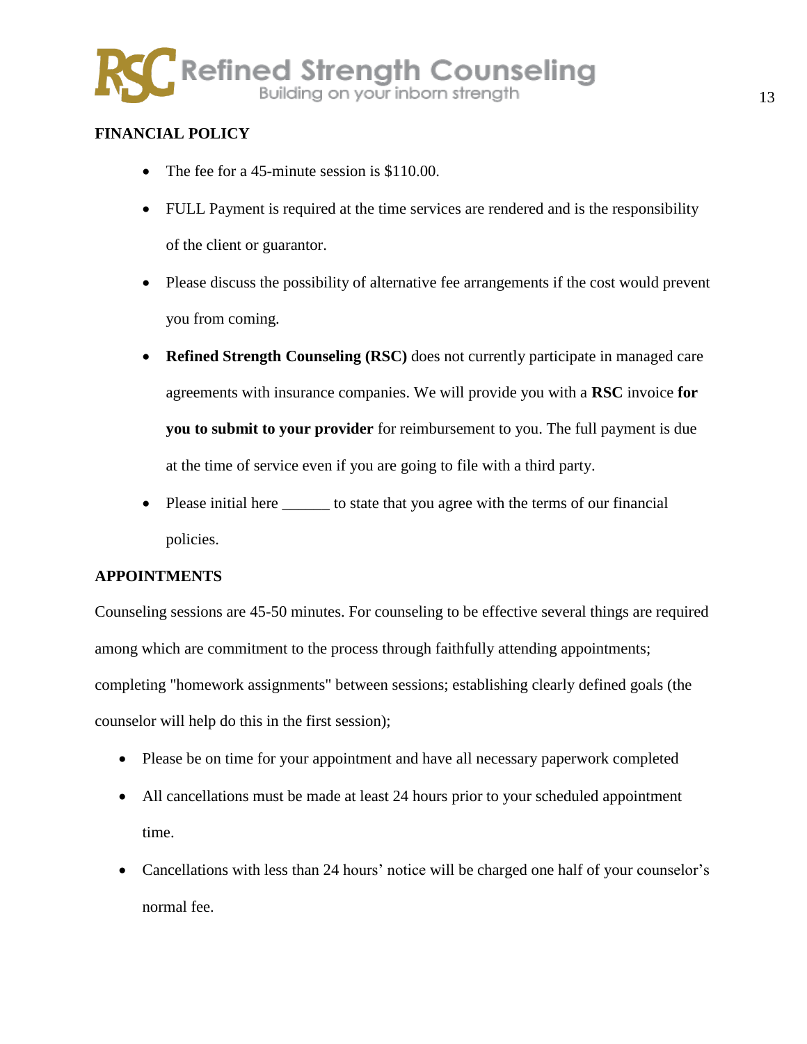## FINANCIAL POLICY

- The fee for a 45-minute session is $110.00.
- FULL Payment is required at the time services are rendered and is the responsibility of the client or guarantor.
- Please discuss the possibility of alternative fee arrangements if the cost would prevent you from coming.
- **Refined Strength Counseling (RSC)** does not currently participate in managed care agreements with insurance companies. We will provide you with a **RSC** invoice **for you to submit to your provider** for reimbursement to you. The full payment is due at the time of service even if you are going to file with a third party.
- Please initial here ______ to state that you agree with the terms of our financial policies.

## APPOINTMENTS

Counseling sessions are 45-50 minutes. For counseling to be effective several things are required among which are commitment to the process through faithfully attending appointments; completing "homework assignments" between sessions; establishing clearly defined goals (the counselor will help do this in the first session);

- Please be on time for your appointment and have all necessary paperwork completed
- All cancellations must be made at least 24 hours prior to your scheduled appointment time.
- Cancellations with less than 24 hours' notice will be charged one half of your counselor's normal fee.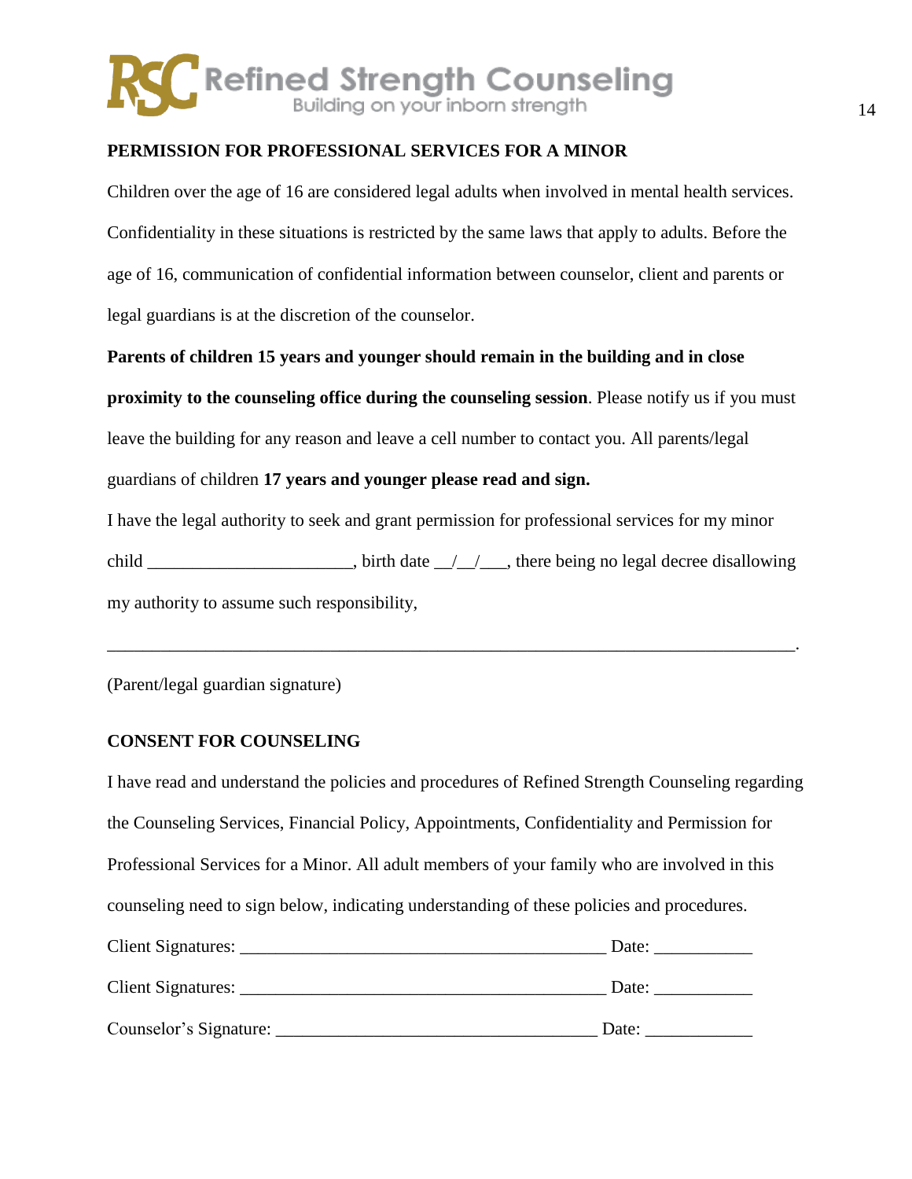## PERMISSION FOR PROFESSIONAL SERVICES FOR A MINOR

Children over the age of 16 are considered legal adults when involved in mental health services. Confidentiality in these situations is restricted by the same laws that apply to adults. Before the age of 16, communication of confidential information between counselor, client and parents or legal guardians is at the discretion of the counselor.

**Parents of children 15 years and younger should remain in the building and in close proximity to the counseling office during the counseling session**. Please notify us if you must leave the building for any reason and leave a cell number to contact you. All parents/legal guardians of children **17 years and younger please read and sign.**

I have the legal authority to seek and grant permission for professional services for my minor child _______________________, birth date __/__/___, there being no legal decree disallowing my authority to assume such responsibility,

_______________________________________________________________________________.

(Parent/legal guardian signature)

## CONSENT FOR COUNSELING

I have read and understand the policies and procedures of Refined Strength Counseling regarding the Counseling Services, Financial Policy, Appointments, Confidentiality and Permission for Professional Services for a Minor. All adult members of your family who are involved in this counseling need to sign below, indicating understanding of these policies and procedures.

Client Signatures: __________________________________________ Date: ___________

Client Signatures: __________________________________________ Date: ___________

Counselor's Signature: _____________________________________ Date: ____________